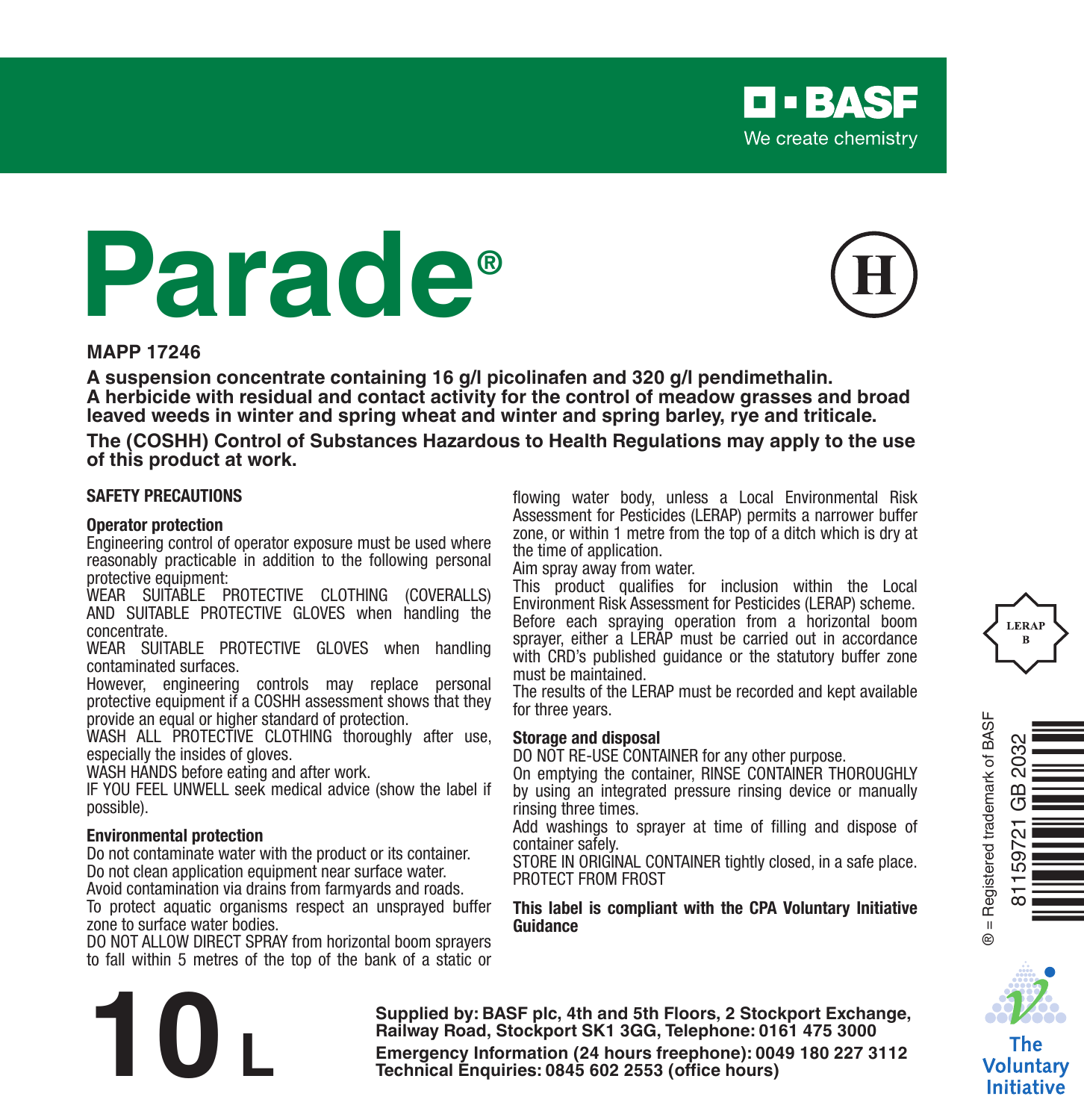BASF
We create chemistry

# Parade®

(H)

**MAPP 17246**

**A suspension concentrate containing 16 g/l picolinafen and 320 g/l pendimethalin.**
**A herbicide with residual and contact activity for the control of meadow grasses and broad leaved weeds in winter and spring wheat and winter and spring barley, rye and triticale.**

**The (COSHH) Control of Substances Hazardous to Health Regulations may apply to the use of this product at work.**

## SAFETY PRECAUTIONS

### Operator protection

Engineering control of operator exposure must be used where reasonably practicable in addition to the following personal protective equipment:

WEAR SUITABLE PROTECTIVE CLOTHING (COVERALLS) AND SUITABLE PROTECTIVE GLOVES when handling the concentrate.

WEAR SUITABLE PROTECTIVE GLOVES when handling contaminated surfaces.

However, engineering controls may replace personal protective equipment if a COSHH assessment shows that they provide an equal or higher standard of protection.

WASH ALL PROTECTIVE CLOTHING thoroughly after use, especially the insides of gloves.

WASH HANDS before eating and after work.

IF YOU FEEL UNWELL seek medical advice (show the label if possible).

### Environmental protection

Do not contaminate water with the product or its container.

Do not clean application equipment near surface water.

Avoid contamination via drains from farmyards and roads.

To protect aquatic organisms respect an unsprayed buffer zone to surface water bodies.

DO NOT ALLOW DIRECT SPRAY from horizontal boom sprayers to fall within 5 metres of the top of the bank of a static or flowing water body, unless a Local Environmental Risk Assessment for Pesticides (LERAP) permits a narrower buffer zone, or within 1 metre from the top of a ditch which is dry at the time of application.

Aim spray away from water.

This product qualifies for inclusion within the Local Environment Risk Assessment for Pesticides (LERAP) scheme. Before each spraying operation from a horizontal boom sprayer, either a LERAP must be carried out in accordance with CRD's published guidance or the statutory buffer zone must be maintained.

The results of the LERAP must be recorded and kept available for three years.

LERAP B

### Storage and disposal

DO NOT RE-USE CONTAINER for any other purpose.

On emptying the container, RINSE CONTAINER THOROUGHLY by using an integrated pressure rinsing device or manually rinsing three times.

Add washings to sprayer at time of filling and dispose of container safely.

STORE IN ORIGINAL CONTAINER tightly closed, in a safe place.

PROTECT FROM FROST

**This label is compliant with the CPA Voluntary Initiative Guidance**

® = Registered trademark of BASF

81159721 GB 2032

The Voluntary Initiative

# 10 L

**Supplied by: BASF plc, 4th and 5th Floors, 2 Stockport Exchange, Railway Road, Stockport SK1 3GG, Telephone: 0161 475 3000**
**Emergency Information (24 hours freephone): 0049 180 227 3112**
**Technical Enquiries: 0845 602 2553 (office hours)**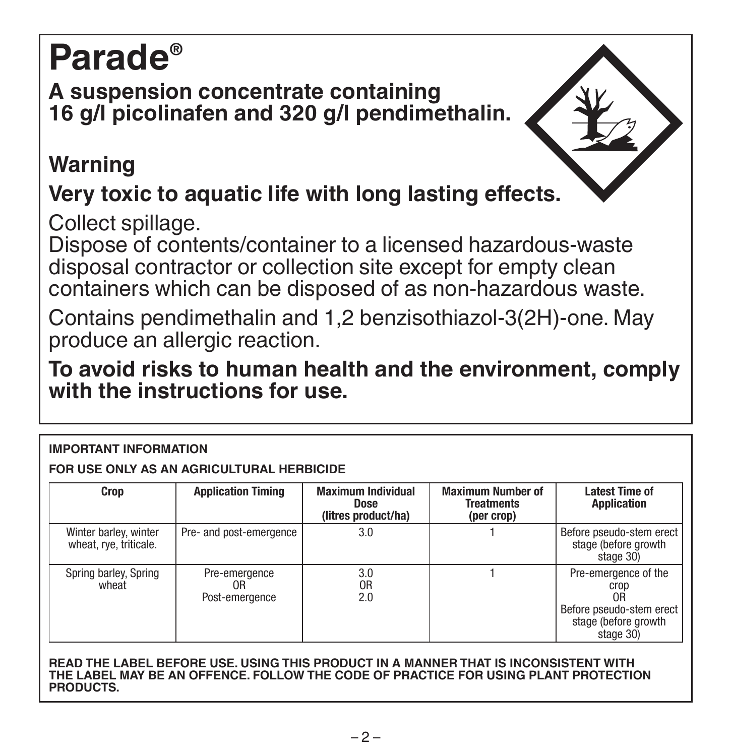# Parade®

**A suspension concentrate containing 16 g/l picolinafen and 320 g/l pendimethalin.**

## Warning

**Very toxic to aquatic life with long lasting effects.**

Collect spillage.
Dispose of contents/container to a licensed hazardous-waste disposal contractor or collection site except for empty clean containers which can be disposed of as non-hazardous waste.

Contains pendimethalin and 1,2 benzisothiazol-3(2H)-one. May produce an allergic reaction.

**To avoid risks to human health and the environment, comply with the instructions for use.**

**IMPORTANT INFORMATION**

**FOR USE ONLY AS AN AGRICULTURAL HERBICIDE**

| Crop | Application Timing | Maximum Individual Dose (litres product/ha) | Maximum Number of Treatments (per crop) | Latest Time of Application |
| --- | --- | --- | --- | --- |
| Winter barley, winter wheat, rye, triticale. | Pre- and post-emergence | 3.0 | 1 | Before pseudo-stem erect stage (before growth stage 30) |
| Spring barley, Spring wheat | Pre-emergence OR Post-emergence | 3.0 OR 2.0 | 1 | Pre-emergence of the crop OR Before pseudo-stem erect stage (before growth stage 30) |

**READ THE LABEL BEFORE USE. USING THIS PRODUCT IN A MANNER THAT IS INCONSISTENT WITH THE LABEL MAY BE AN OFFENCE. FOLLOW THE CODE OF PRACTICE FOR USING PLANT PROTECTION PRODUCTS.**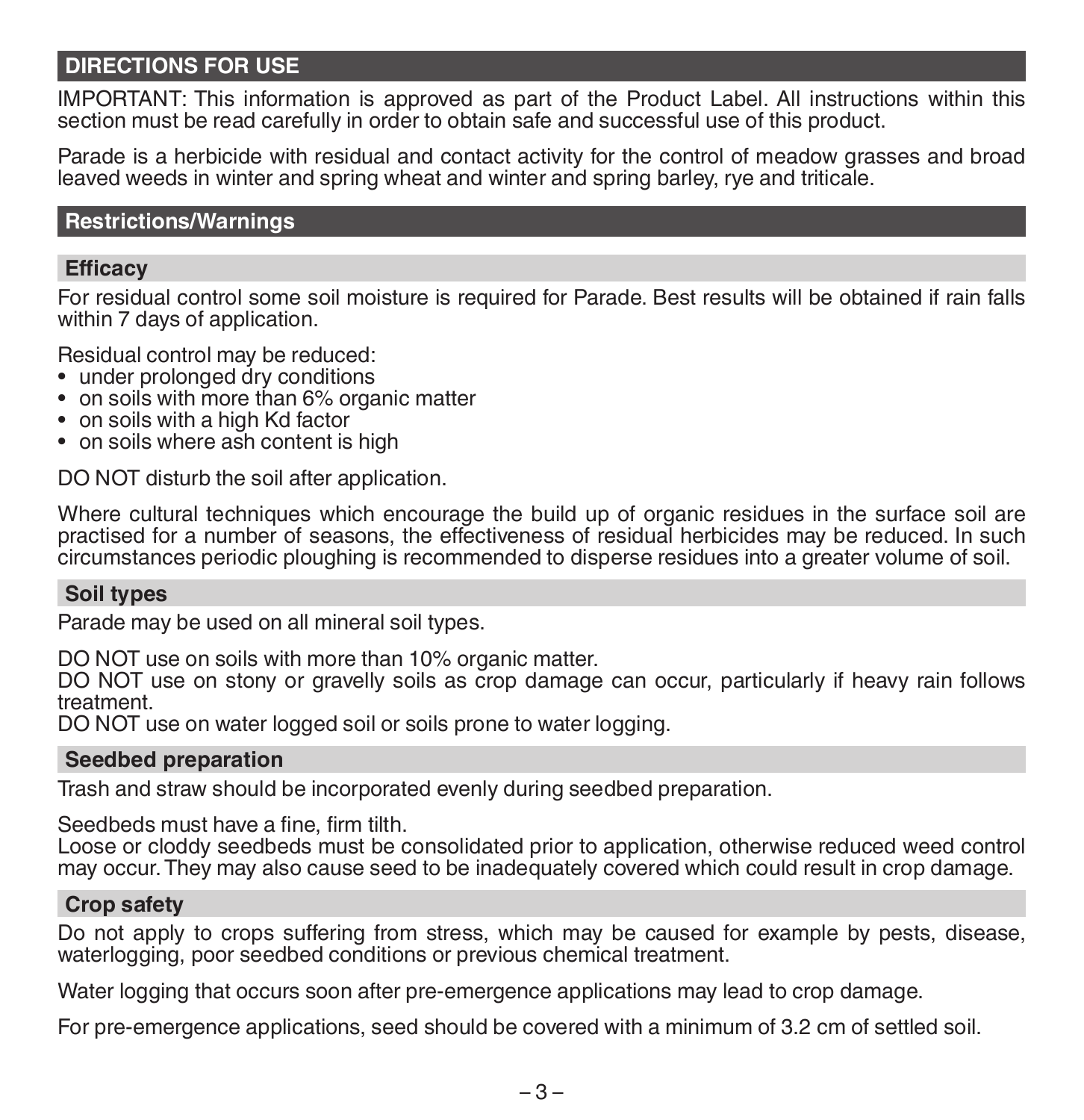## DIRECTIONS FOR USE

IMPORTANT: This information is approved as part of the Product Label. All instructions within this section must be read carefully in order to obtain safe and successful use of this product.

Parade is a herbicide with residual and contact activity for the control of meadow grasses and broad leaved weeds in winter and spring wheat and winter and spring barley, rye and triticale.

## Restrictions/Warnings

### Efficacy

For residual control some soil moisture is required for Parade. Best results will be obtained if rain falls within 7 days of application.

Residual control may be reduced:

- under prolonged dry conditions
- on soils with more than 6% organic matter
- on soils with a high Kd factor
- on soils where ash content is high

DO NOT disturb the soil after application.

Where cultural techniques which encourage the build up of organic residues in the surface soil are practised for a number of seasons, the effectiveness of residual herbicides may be reduced. In such circumstances periodic ploughing is recommended to disperse residues into a greater volume of soil.

### Soil types

Parade may be used on all mineral soil types.

DO NOT use on soils with more than 10% organic matter.
DO NOT use on stony or gravelly soils as crop damage can occur, particularly if heavy rain follows treatment.
DO NOT use on water logged soil or soils prone to water logging.

### Seedbed preparation

Trash and straw should be incorporated evenly during seedbed preparation.

Seedbeds must have a fine, firm tilth.
Loose or cloddy seedbeds must be consolidated prior to application, otherwise reduced weed control may occur. They may also cause seed to be inadequately covered which could result in crop damage.

### Crop safety

Do not apply to crops suffering from stress, which may be caused for example by pests, disease, waterlogging, poor seedbed conditions or previous chemical treatment.

Water logging that occurs soon after pre-emergence applications may lead to crop damage.

For pre-emergence applications, seed should be covered with a minimum of 3.2 cm of settled soil.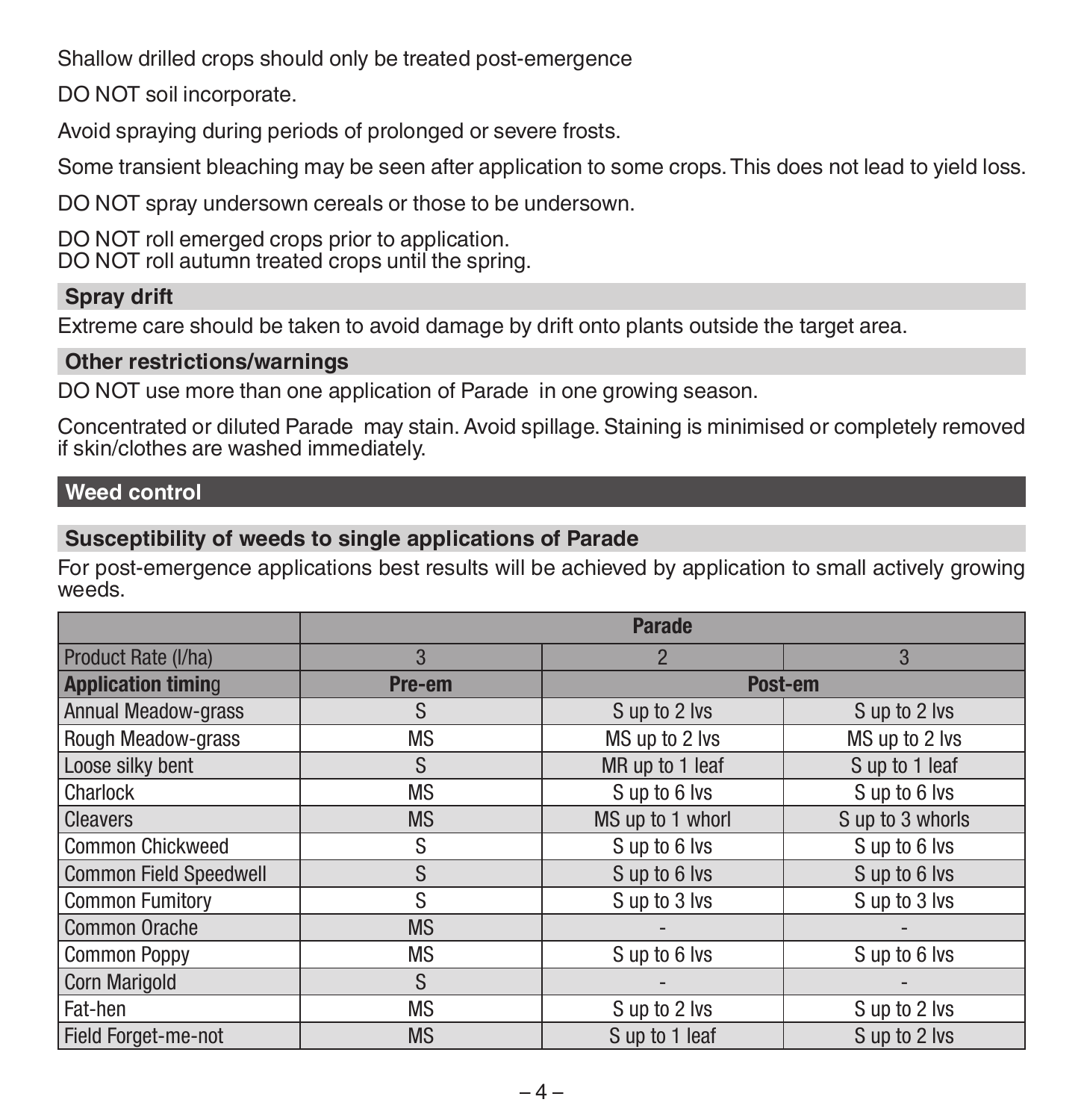Shallow drilled crops should only be treated post-emergence

DO NOT soil incorporate.

Avoid spraying during periods of prolonged or severe frosts.

Some transient bleaching may be seen after application to some crops. This does not lead to yield loss.

DO NOT spray undersown cereals or those to be undersown.

DO NOT roll emerged crops prior to application.
DO NOT roll autumn treated crops until the spring.

### Spray drift

Extreme care should be taken to avoid damage by drift onto plants outside the target area.

### Other restrictions/warnings

DO NOT use more than one application of Parade in one growing season.

Concentrated or diluted Parade may stain. Avoid spillage. Staining is minimised or completely removed if skin/clothes are washed immediately.

## Weed control

### Susceptibility of weeds to single applications of Parade

For post-emergence applications best results will be achieved by application to small actively growing weeds.

| | Parade | | |
|---|---|---|---|
| Product Rate (l/ha) | 3 | 2 | 3 |
| **Application timing** | **Pre-em** | **Post-em** | |
| Annual Meadow-grass | S | S up to 2 lvs | S up to 2 lvs |
| Rough Meadow-grass | MS | MS up to 2 lvs | MS up to 2 lvs |
| Loose silky bent | S | MR up to 1 leaf | S up to 1 leaf |
| Charlock | MS | S up to 6 lvs | S up to 6 lvs |
| Cleavers | MS | MS up to 1 whorl | S up to 3 whorls |
| Common Chickweed | S | S up to 6 lvs | S up to 6 lvs |
| Common Field Speedwell | S | S up to 6 lvs | S up to 6 lvs |
| Common Fumitory | S | S up to 3 lvs | S up to 3 lvs |
| Common Orache | MS | - | - |
| Common Poppy | MS | S up to 6 lvs | S up to 6 lvs |
| Corn Marigold | S | - | - |
| Fat-hen | MS | S up to 2 lvs | S up to 2 lvs |
| Field Forget-me-not | MS | S up to 1 leaf | S up to 2 lvs |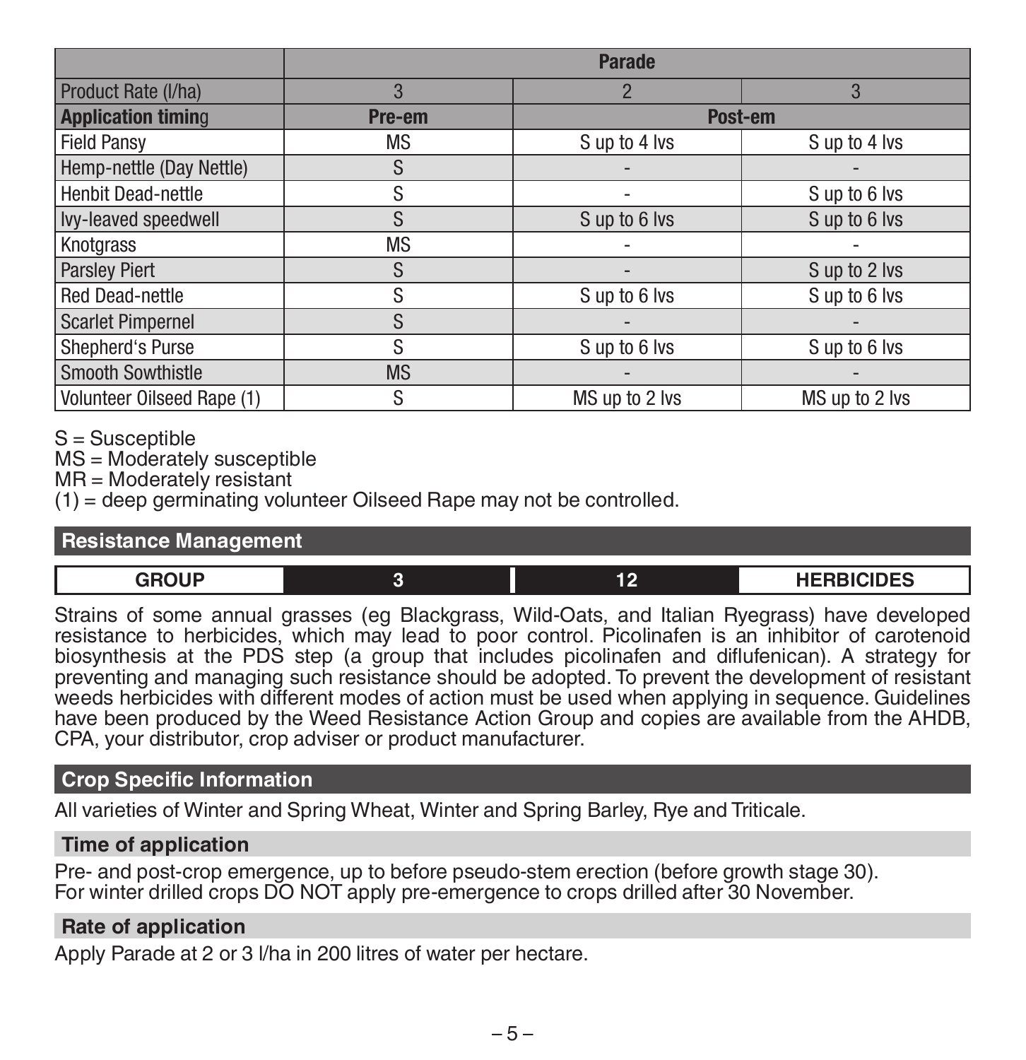| | Parade | | |
|---|---|---|---|
| Product Rate (l/ha) | 3 | 2 | 3 |
| **Application timing** | **Pre-em** | **Post-em** | |
| Field Pansy | MS | S up to 4 lvs | S up to 4 lvs |
| Hemp-nettle (Day Nettle) | S | - | - |
| Henbit Dead-nettle | S | - | S up to 6 lvs |
| Ivy-leaved speedwell | S | S up to 6 lvs | S up to 6 lvs |
| Knotgrass | MS | - | - |
| Parsley Piert | S | - | S up to 2 lvs |
| Red Dead-nettle | S | S up to 6 lvs | S up to 6 lvs |
| Scarlet Pimpernel | S | - | - |
| Shepherd's Purse | S | S up to 6 lvs | S up to 6 lvs |
| Smooth Sowthistle | MS | - | - |
| Volunteer Oilseed Rape (1) | S | MS up to 2 lvs | MS up to 2 lvs |

S = Susceptible
MS = Moderately susceptible
MR = Moderately resistant
(1) = deep germinating volunteer Oilseed Rape may not be controlled.

## Resistance Management

| GROUP | 3 | 12 | HERBICIDES |
|---|---|---|---|

Strains of some annual grasses (eg Blackgrass, Wild-Oats, and Italian Ryegrass) have developed resistance to herbicides, which may lead to poor control. Picolinafen is an inhibitor of carotenoid biosynthesis at the PDS step (a group that includes picolinafen and diflufenican). A strategy for preventing and managing such resistance should be adopted. To prevent the development of resistant weeds herbicides with different modes of action must be used when applying in sequence. Guidelines have been produced by the Weed Resistance Action Group and copies are available from the AHDB, CPA, your distributor, crop adviser or product manufacturer.

## Crop Specific Information

All varieties of Winter and Spring Wheat, Winter and Spring Barley, Rye and Triticale.

### Time of application

Pre- and post-crop emergence, up to before pseudo-stem erection (before growth stage 30).
For winter drilled crops DO NOT apply pre-emergence to crops drilled after 30 November.

### Rate of application

Apply Parade at 2 or 3 l/ha in 200 litres of water per hectare.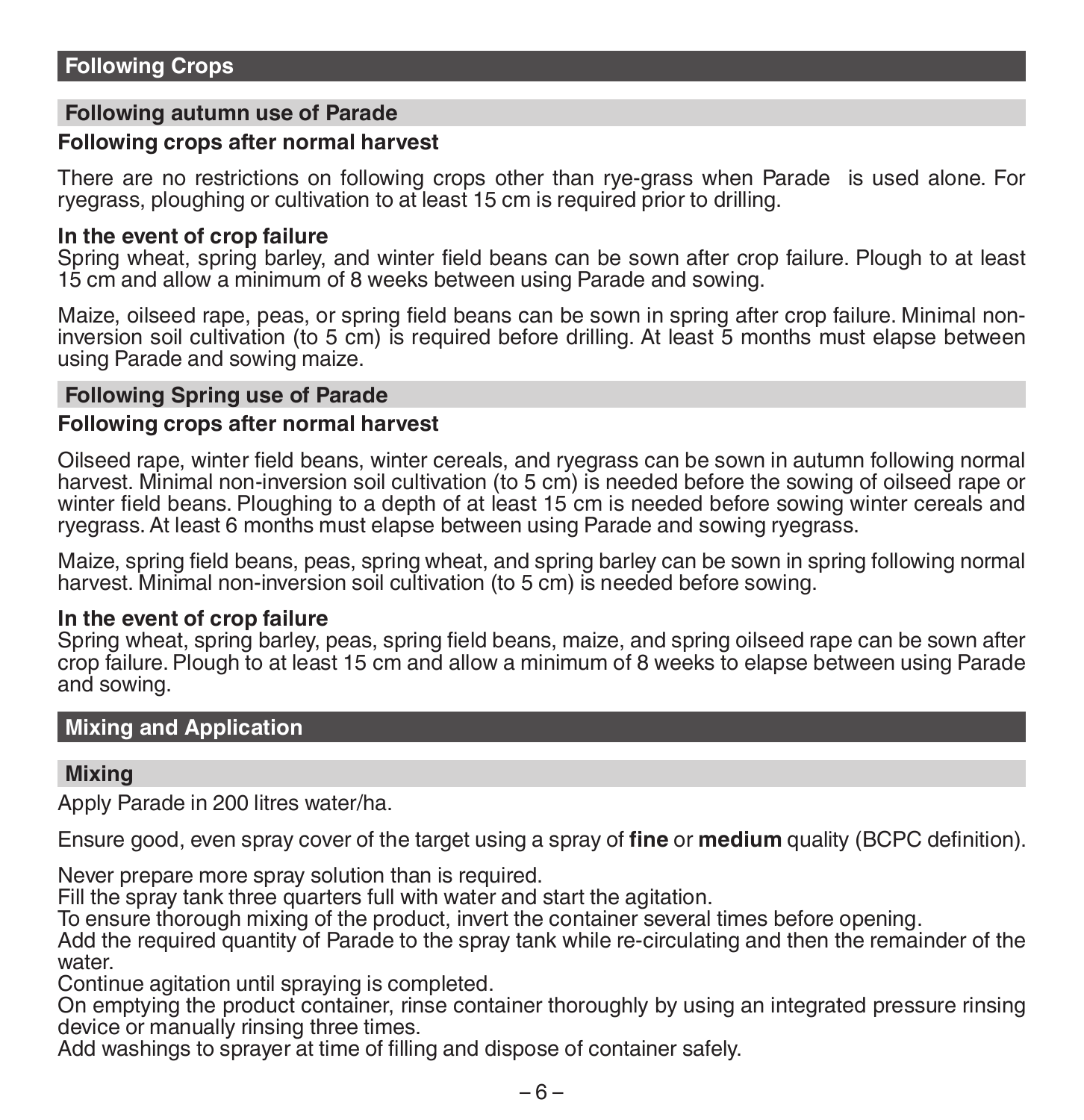## Following Crops

### Following autumn use of Parade

**Following crops after normal harvest**

There are no restrictions on following crops other than rye-grass when Parade  is used alone. For ryegrass, ploughing or cultivation to at least 15 cm is required prior to drilling.

**In the event of crop failure**

Spring wheat, spring barley, and winter field beans can be sown after crop failure. Plough to at least 15 cm and allow a minimum of 8 weeks between using Parade and sowing.

Maize, oilseed rape, peas, or spring field beans can be sown in spring after crop failure. Minimal non-inversion soil cultivation (to 5 cm) is required before drilling. At least 5 months must elapse between using Parade and sowing maize.

### Following Spring use of Parade

**Following crops after normal harvest**

Oilseed rape, winter field beans, winter cereals, and ryegrass can be sown in autumn following normal harvest. Minimal non-inversion soil cultivation (to 5 cm) is needed before the sowing of oilseed rape or winter field beans. Ploughing to a depth of at least 15 cm is needed before sowing winter cereals and ryegrass. At least 6 months must elapse between using Parade and sowing ryegrass.

Maize, spring field beans, peas, spring wheat, and spring barley can be sown in spring following normal harvest. Minimal non-inversion soil cultivation (to 5 cm) is needed before sowing.

**In the event of crop failure**

Spring wheat, spring barley, peas, spring field beans, maize, and spring oilseed rape can be sown after crop failure. Plough to at least 15 cm and allow a minimum of 8 weeks to elapse between using Parade and sowing.

## Mixing and Application

### Mixing

Apply Parade in 200 litres water/ha.

Ensure good, even spray cover of the target using a spray of **fine** or **medium** quality (BCPC definition).

Never prepare more spray solution than is required.
Fill the spray tank three quarters full with water and start the agitation.
To ensure thorough mixing of the product, invert the container several times before opening.
Add the required quantity of Parade to the spray tank while re-circulating and then the remainder of the water.
Continue agitation until spraying is completed.
On emptying the product container, rinse container thoroughly by using an integrated pressure rinsing device or manually rinsing three times.
Add washings to sprayer at time of filling and dispose of container safely.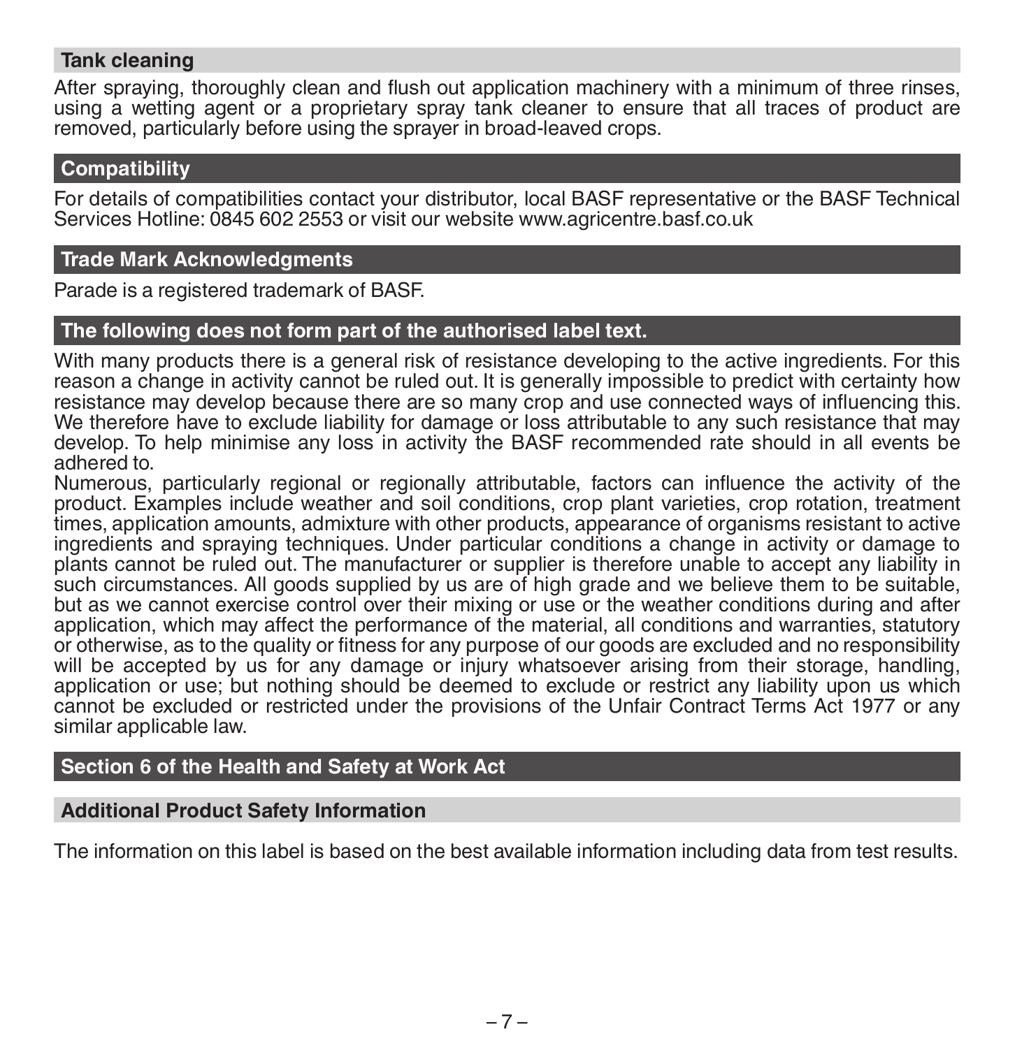## Tank cleaning

After spraying, thoroughly clean and flush out application machinery with a minimum of three rinses, using a wetting agent or a proprietary spray tank cleaner to ensure that all traces of product are removed, particularly before using the sprayer in broad-leaved crops.

## Compatibility

For details of compatibilities contact your distributor, local BASF representative or the BASF Technical Services Hotline: 0845 602 2553 or visit our website www.agricentre.basf.co.uk

## Trade Mark Acknowledgments

Parade is a registered trademark of BASF.

## The following does not form part of the authorised label text.

With many products there is a general risk of resistance developing to the active ingredients. For this reason a change in activity cannot be ruled out. It is generally impossible to predict with certainty how resistance may develop because there are so many crop and use connected ways of influencing this. We therefore have to exclude liability for damage or loss attributable to any such resistance that may develop. To help minimise any loss in activity the BASF recommended rate should in all events be adhered to.

Numerous, particularly regional or regionally attributable, factors can influence the activity of the product. Examples include weather and soil conditions, crop plant varieties, crop rotation, treatment times, application amounts, admixture with other products, appearance of organisms resistant to active ingredients and spraying techniques. Under particular conditions a change in activity or damage to plants cannot be ruled out. The manufacturer or supplier is therefore unable to accept any liability in such circumstances. All goods supplied by us are of high grade and we believe them to be suitable, but as we cannot exercise control over their mixing or use or the weather conditions during and after application, which may affect the performance of the material, all conditions and warranties, statutory or otherwise, as to the quality or fitness for any purpose of our goods are excluded and no responsibility will be accepted by us for any damage or injury whatsoever arising from their storage, handling, application or use; but nothing should be deemed to exclude or restrict any liability upon us which cannot be excluded or restricted under the provisions of the Unfair Contract Terms Act 1977 or any similar applicable law.

## Section 6 of the Health and Safety at Work Act

## Additional Product Safety Information

The information on this label is based on the best available information including data from test results.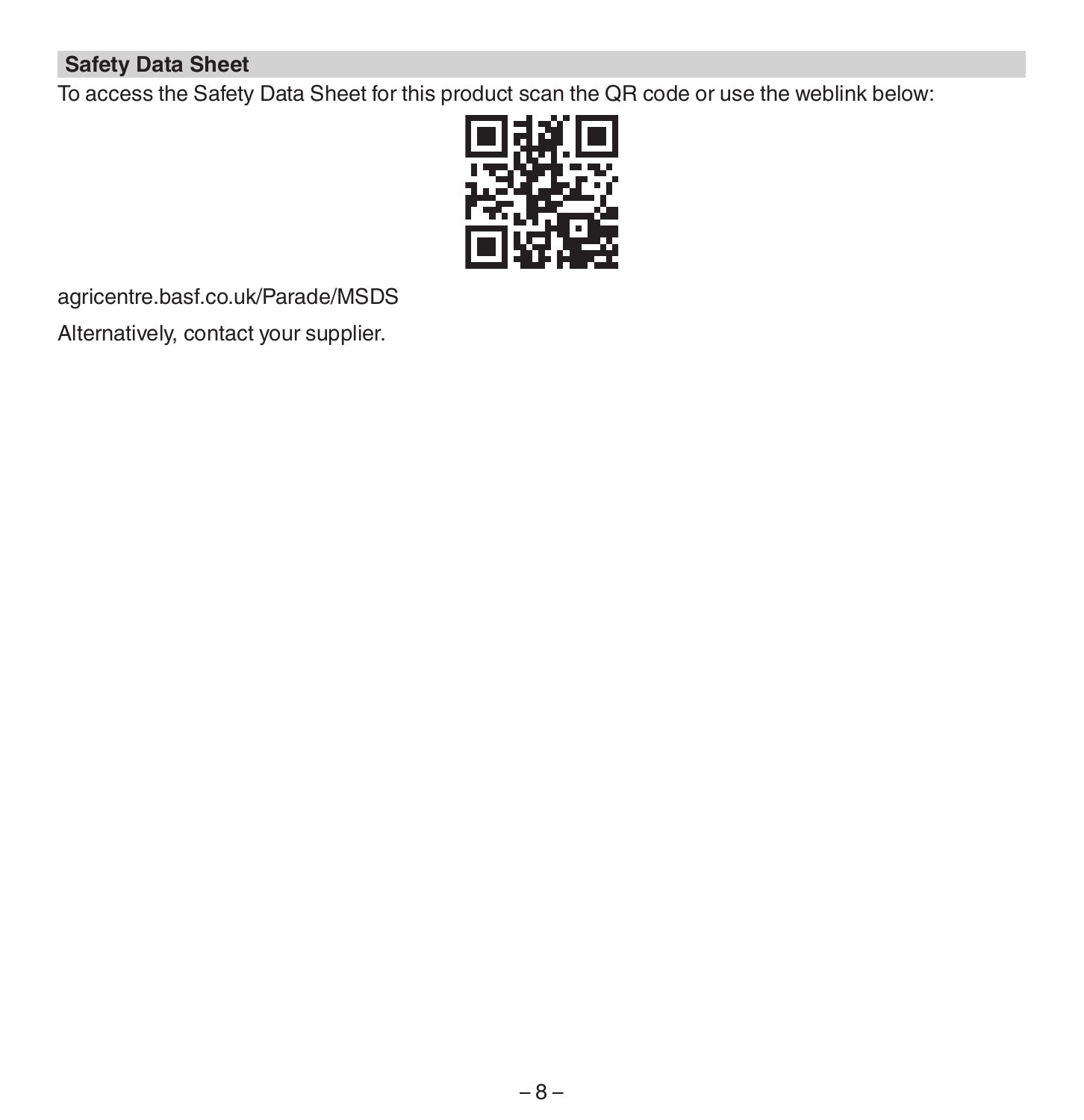## Safety Data Sheet

To access the Safety Data Sheet for this product scan the QR code or use the weblink below:

agricentre.basf.co.uk/Parade/MSDS

Alternatively, contact your supplier.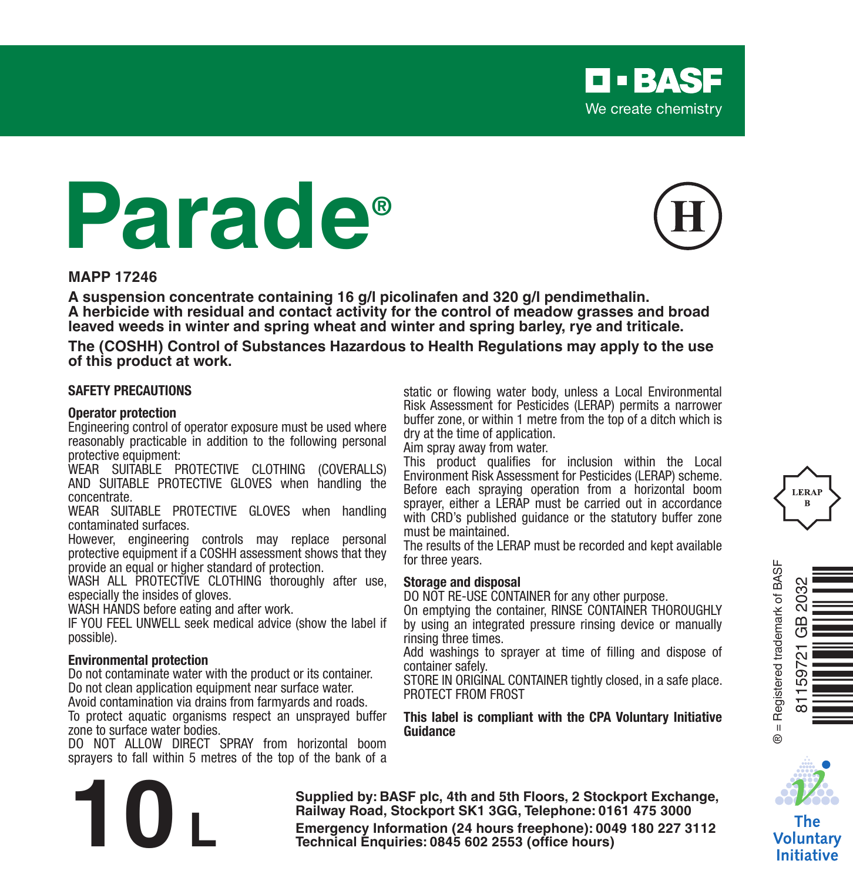BASF

We create chemistry

# Parade®

(H)

**MAPP 17246**

**A suspension concentrate containing 16 g/l picolinafen and 320 g/l pendimethalin.**
**A herbicide with residual and contact activity for the control of meadow grasses and broad leaved weeds in winter and spring wheat and winter and spring barley, rye and triticale.**

**The (COSHH) Control of Substances Hazardous to Health Regulations may apply to the use of this product at work.**

## SAFETY PRECAUTIONS

### Operator protection

Engineering control of operator exposure must be used where reasonably practicable in addition to the following personal protective equipment:

WEAR SUITABLE PROTECTIVE CLOTHING (COVERALLS) AND SUITABLE PROTECTIVE GLOVES when handling the concentrate.

WEAR SUITABLE PROTECTIVE GLOVES when handling contaminated surfaces.

However, engineering controls may replace personal protective equipment if a COSHH assessment shows that they provide an equal or higher standard of protection.

WASH ALL PROTECTIVE CLOTHING thoroughly after use, especially the insides of gloves.

WASH HANDS before eating and after work.

IF YOU FEEL UNWELL seek medical advice (show the label if possible).

### Environmental protection

Do not contaminate water with the product or its container.

Do not clean application equipment near surface water.

Avoid contamination via drains from farmyards and roads.

To protect aquatic organisms respect an unsprayed buffer zone to surface water bodies.

DO NOT ALLOW DIRECT SPRAY from horizontal boom sprayers to fall within 5 metres of the top of the bank of a static or flowing water body, unless a Local Environmental Risk Assessment for Pesticides (LERAP) permits a narrower buffer zone, or within 1 metre from the top of a ditch which is dry at the time of application.

Aim spray away from water.

This product qualifies for inclusion within the Local Environment Risk Assessment for Pesticides (LERAP) scheme. Before each spraying operation from a horizontal boom sprayer, either a LERAP must be carried out in accordance with CRD's published guidance or the statutory buffer zone must be maintained.

The results of the LERAP must be recorded and kept available for three years.

### Storage and disposal

DO NOT RE-USE CONTAINER for any other purpose.

On emptying the container, RINSE CONTAINER THOROUGHLY by using an integrated pressure rinsing device or manually rinsing three times.

Add washings to sprayer at time of filling and dispose of container safely.

STORE IN ORIGINAL CONTAINER tightly closed, in a safe place.

PROTECT FROM FROST

**This label is compliant with the CPA Voluntary Initiative Guidance**

LERAP B

® = Registered trademark of BASF

81159721 GB 2032

The Voluntary Initiative

# 10 L

**Supplied by: BASF plc, 4th and 5th Floors, 2 Stockport Exchange, Railway Road, Stockport SK1 3GG, Telephone: 0161 475 3000**
**Emergency Information (24 hours freephone): 0049 180 227 3112**
**Technical Enquiries: 0845 602 2553 (office hours)**